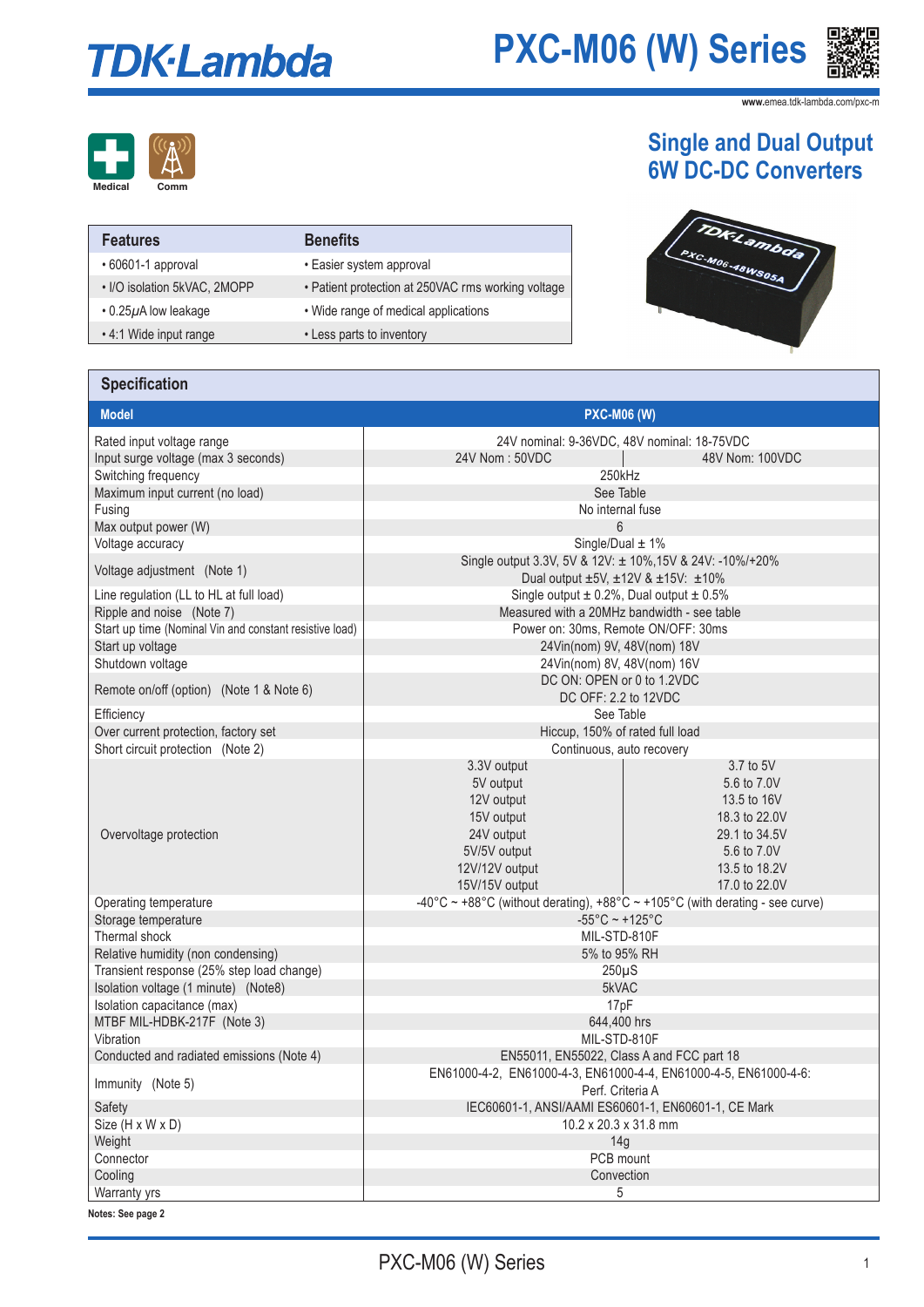# TDK·Lambda

# PXC-M06 (W) Series

www.emea.tdk-lambda.com/pxc-m

Medical Comm

## Single and Dual Output 6W DC-DC Converters

| Features | Benefits |
|---|---|
| • 60601-1 approval | • Easier system approval |
| • I/O isolation 5kVAC, 2MOPP | • Patient protection at 250VAC rms working voltage |
| • 0.25μA low leakage | • Wide range of medical applications |
| • 4:1 Wide input range | • Less parts to inventory |

## Specification

| Model | PXC-M06 (W) | |
|---|---|---|
| Rated input voltage range | 24V nominal: 9-36VDC, 48V nominal: 18-75VDC | |
| Input surge voltage (max 3 seconds) | 24V Nom : 50VDC | 48V Nom: 100VDC |
| Switching frequency | 250kHz | |
| Maximum input current (no load) | See Table | |
| Fusing | No internal fuse | |
| Max output power (W) | 6 | |
| Voltage accuracy | Single/Dual ± 1% | |
| Voltage adjustment (Note 1) | Single output 3.3V, 5V & 12V: ± 10%,15V & 24V: -10%/+20%<br>Dual output ±5V, ±12V & ±15V: ±10% | |
| Line regulation (LL to HL at full load) | Single output ± 0.2%, Dual output ± 0.5% | |
| Ripple and noise (Note 7) | Measured with a 20MHz bandwidth - see table | |
| Start up time (Nominal Vin and constant resistive load) | Power on: 30ms, Remote ON/OFF: 30ms | |
| Start up voltage | 24Vin(nom) 9V, 48V(nom) 18V | |
| Shutdown voltage | 24Vin(nom) 8V, 48V(nom) 16V | |
| Remote on/off (option) (Note 1 & Note 6) | DC ON: OPEN or 0 to 1.2VDC<br>DC OFF: 2.2 to 12VDC | |
| Efficiency | See Table | |
| Over current protection, factory set | Hiccup, 150% of rated full load | |
| Short circuit protection (Note 2) | Continuous, auto recovery | |
| Overvoltage protection | 3.3V output | 3.7 to 5V |
| | 5V output | 5.6 to 7.0V |
| | 12V output | 13.5 to 16V |
| | 15V output | 18.3 to 22.0V |
| | 24V output | 29.1 to 34.5V |
| | 5V/5V output | 5.6 to 7.0V |
| | 12V/12V output | 13.5 to 18.2V |
| | 15V/15V output | 17.0 to 22.0V |
| Operating temperature | -40°C ~ +88°C (without derating), +88°C ~ +105°C (with derating - see curve) | |
| Storage temperature | -55°C ~ +125°C | |
| Thermal shock | MIL-STD-810F | |
| Relative humidity (non condensing) | 5% to 95% RH | |
| Transient response (25% step load change) | 250μS | |
| Isolation voltage (1 minute) (Note8) | 5kVAC | |
| Isolation capacitance (max) | 17pF | |
| MTBF MIL-HDBK-217F (Note 3) | 644,400 hrs | |
| Vibration | MIL-STD-810F | |
| Conducted and radiated emissions (Note 4) | EN55011, EN55022, Class A and FCC part 18 | |
| Immunity (Note 5) | EN61000-4-2, EN61000-4-3, EN61000-4-4, EN61000-4-5, EN61000-4-6:<br>Perf. Criteria A | |
| Safety | IEC60601-1, ANSI/AAMI ES60601-1, EN60601-1, CE Mark | |
| Size (H x W x D) | 10.2 x 20.3 x 31.8 mm | |
| Weight | 14g | |
| Connector | PCB mount | |
| Cooling | Convection | |
| Warranty yrs | 5 | |

**Notes: See page 2**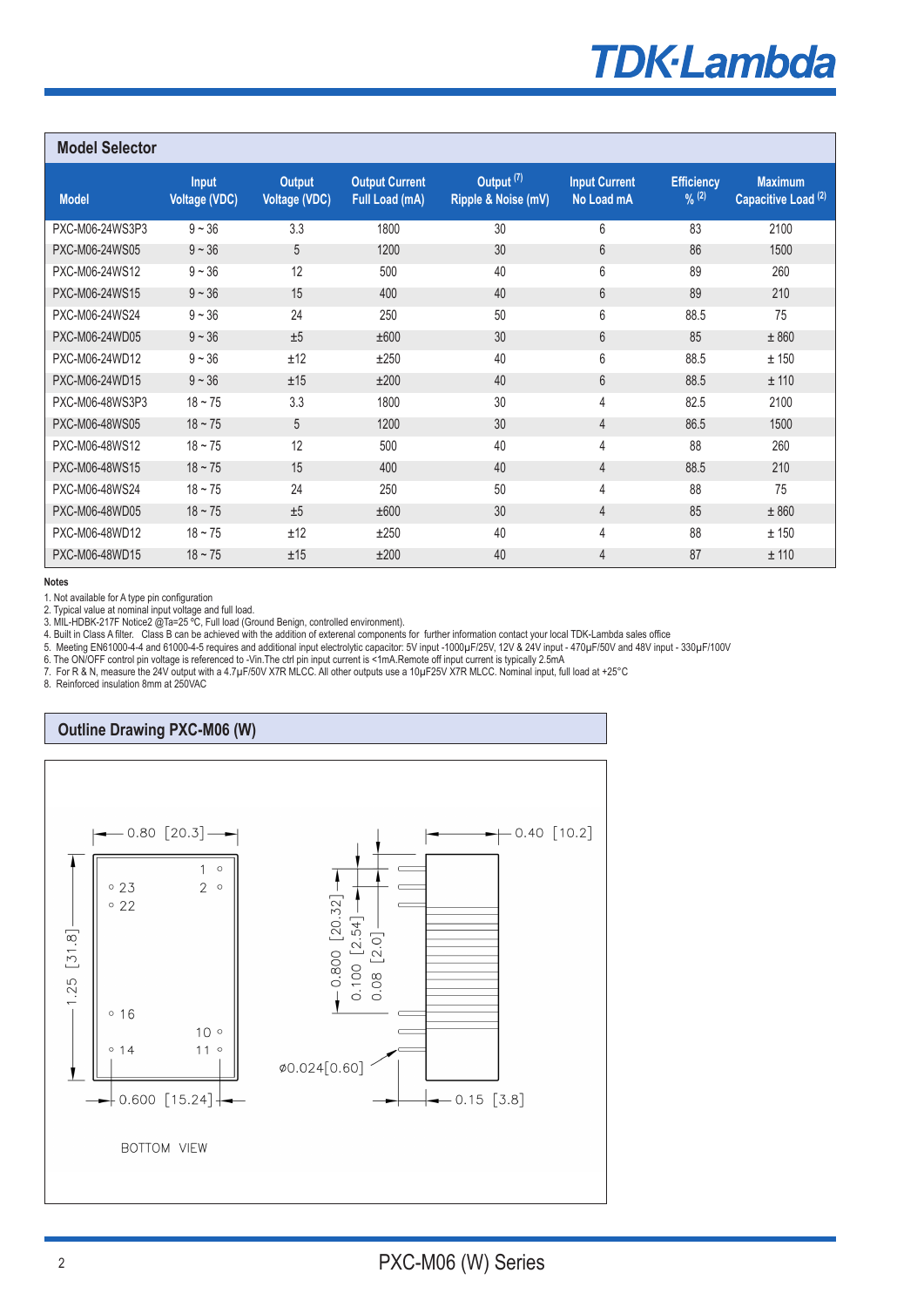## Model Selector

| Model | Input Voltage (VDC) | Output Voltage (VDC) | Output Current Full Load (mA) | Output [7] Ripple & Noise (mV) | Input Current No Load mA | Efficiency % [2] | Maximum Capacitive Load [2] |
|---|---|---|---|---|---|---|---|
| PXC-M06-24WS3P3 | 9 ~ 36 | 3.3 | 1800 | 30 | 6 | 83 | 2100 |
| PXC-M06-24WS05 | 9 ~ 36 | 5 | 1200 | 30 | 6 | 86 | 1500 |
| PXC-M06-24WS12 | 9 ~ 36 | 12 | 500 | 40 | 6 | 89 | 260 |
| PXC-M06-24WS15 | 9 ~ 36 | 15 | 400 | 40 | 6 | 89 | 210 |
| PXC-M06-24WS24 | 9 ~ 36 | 24 | 250 | 50 | 6 | 88.5 | 75 |
| PXC-M06-24WD05 | 9 ~ 36 | ±5 | ±600 | 30 | 6 | 85 | ± 860 |
| PXC-M06-24WD12 | 9 ~ 36 | ±12 | ±250 | 40 | 6 | 88.5 | ± 150 |
| PXC-M06-24WD15 | 9 ~ 36 | ±15 | ±200 | 40 | 6 | 88.5 | ± 110 |
| PXC-M06-48WS3P3 | 18 ~ 75 | 3.3 | 1800 | 30 | 4 | 82.5 | 2100 |
| PXC-M06-48WS05 | 18 ~ 75 | 5 | 1200 | 30 | 4 | 86.5 | 1500 |
| PXC-M06-48WS12 | 18 ~ 75 | 12 | 500 | 40 | 4 | 88 | 260 |
| PXC-M06-48WS15 | 18 ~ 75 | 15 | 400 | 40 | 4 | 88.5 | 210 |
| PXC-M06-48WS24 | 18 ~ 75 | 24 | 250 | 50 | 4 | 88 | 75 |
| PXC-M06-48WD05 | 18 ~ 75 | ±5 | ±600 | 30 | 4 | 85 | ± 860 |
| PXC-M06-48WD12 | 18 ~ 75 | ±12 | ±250 | 40 | 4 | 88 | ± 150 |
| PXC-M06-48WD15 | 18 ~ 75 | ±15 | ±200 | 40 | 4 | 87 | ± 110 |

**Notes**

1. Not available for A type pin configuration
2. Typical value at nominal input voltage and full load.
3. MIL-HDBK-217F Notice2 @Ta=25 ºC, Full load (Ground Benign, controlled environment).
4. Built in Class A filter. Class B can be achieved with the addition of exterenal components for further information contact your local TDK-Lambda sales office
5. Meeting EN61000-4-4 and 61000-4-5 requires and additional input electrolytic capacitor: 5V input -1000µF/25V, 12V & 24V input - 470µF/50V and 48V input - 330µF/100V
6. The ON/OFF control pin voltage is referenced to -Vin.The ctrl pin input current is <1mA.Remote off input current is typically 2.5mA
7. For R & N, measure the 24V output with a 4.7µF/50V X7R MLCC. All other outputs use a 10µF25V X7R MLCC. Nominal input, full load at +25°C
8. Reinforced insulation 8mm at 250VAC

## Outline Drawing PXC-M06 (W)

0.80 [20.3]
1.25 [31.8]
1, 2, 23, 22, 16, 10, 14, 11
0.600 [15.24]
BOTTOM VIEW

0.40 [10.2]
0.800 [20.32]
0.100 [2.54]
0.08 [2.0]
ø0.024[0.60]
0.15 [3.8]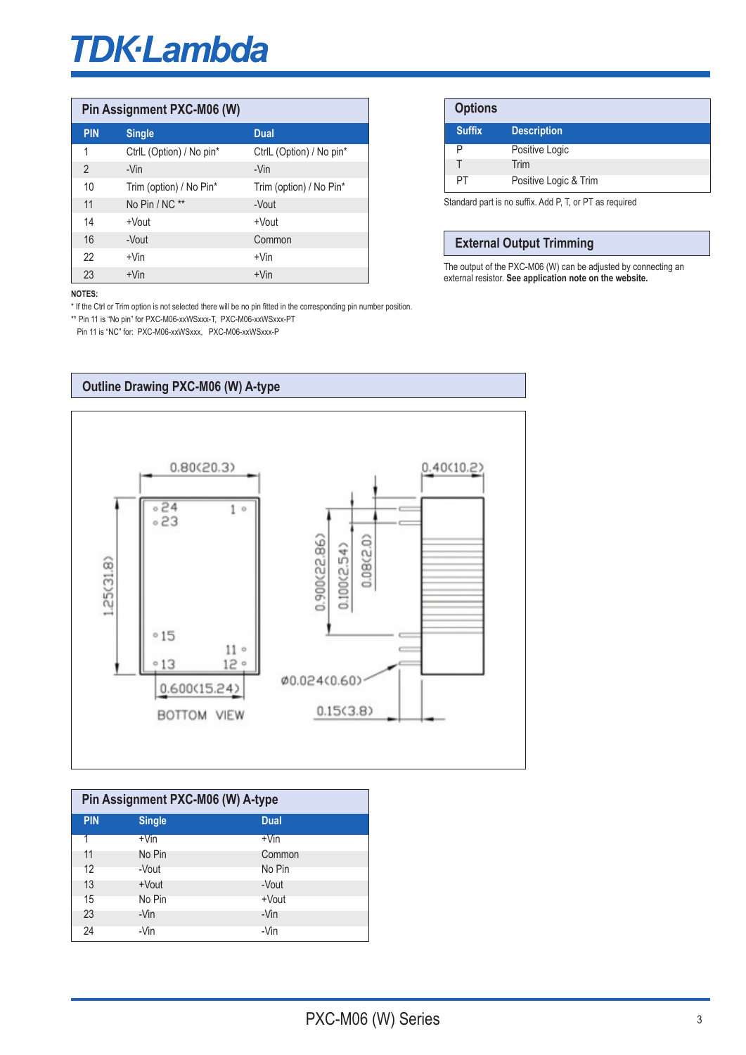## Pin Assignment PXC-M06 (W)

| PIN | Single | Dual |
|---|---|---|
| 1 | CtrlL (Option) / No pin* | CtrlL (Option) / No pin* |
| 2 | -Vin | -Vin |
| 10 | Trim (option) / No Pin* | Trim (option) / No Pin* |
| 11 | No Pin / NC ** | -Vout |
| 14 | +Vout | +Vout |
| 16 | -Vout | Common |
| 22 | +Vin | +Vin |
| 23 | +Vin | +Vin |

**NOTES:**

* If the Ctrl or Trim option is not selected there will be no pin fitted in the corresponding pin number position.

** Pin 11 is "No pin" for PXC-M06-xxWSxxx-T, PXC-M06-xxWSxxx-PT

Pin 11 is "NC" for: PXC-M06-xxWSxxx, PXC-M06-xxWSxxx-P

## Options

| Suffix | Description |
|---|---|
| P | Positive Logic |
| T | Trim |
| PT | Positive Logic & Trim |

Standard part is no suffix. Add P, T, or PT as required

## External Output Trimming

The output of the PXC-M06 (W) can be adjusted by connecting an external resistor. **See application note on the website.**

## Outline Drawing PXC-M06 (W) A-type

0.80(20.3)

0.40(10.2)

1.25(31.8)

0.900(22.86)

0.100(2.54)

0.08(2.0)

24, 23, 1, 15, 11, 13, 12

0.600(15.24)

Ø0.024(0.60)

0.15(3.8)

BOTTOM VIEW

## Pin Assignment PXC-M06 (W) A-type

| PIN | Single | Dual |
|---|---|---|
| 1 | +Vin | +Vin |
| 11 | No Pin | Common |
| 12 | -Vout | No Pin |
| 13 | +Vout | -Vout |
| 15 | No Pin | +Vout |
| 23 | -Vin | -Vin |
| 24 | -Vin | -Vin |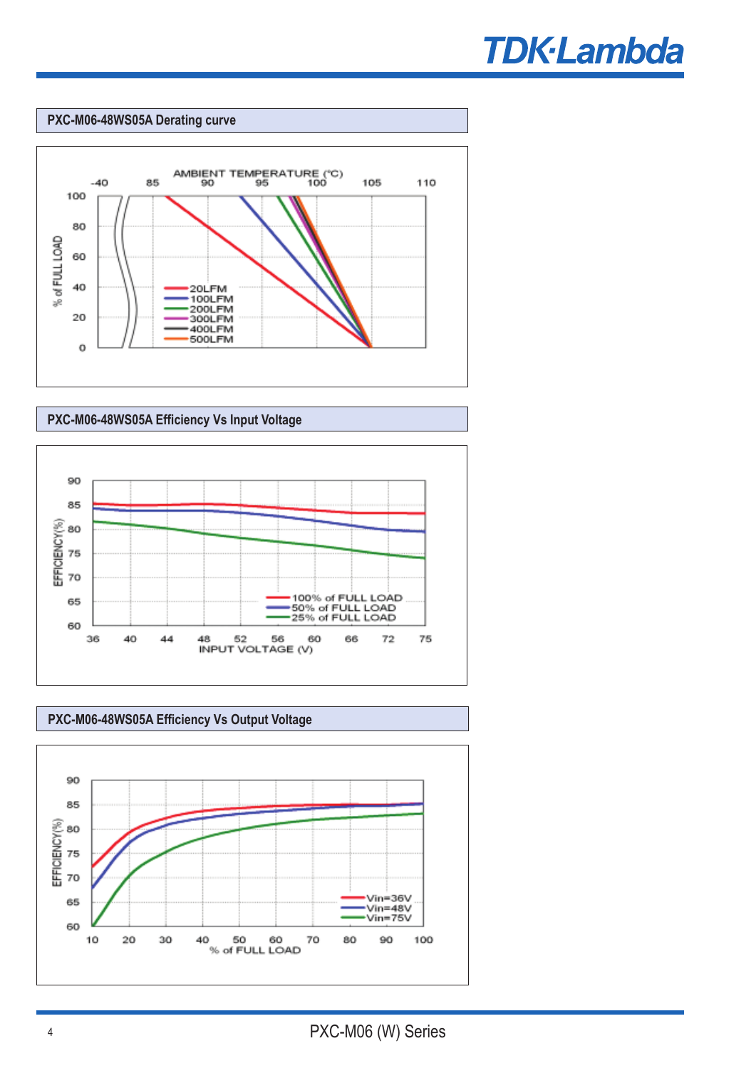## PXC-M06-48WS05A Derating curve

AMBIENT TEMPERATURE (°C)

- 20LFM
- 100LFM
- 200LFM
- 300LFM
- 400LFM
- 500LFM

## PXC-M06-48WS05A Efficiency Vs Input Voltage

- 100% of FULL LOAD
- 50% of FULL LOAD
- 25% of FULL LOAD

## PXC-M06-48WS05A Efficiency Vs Output Voltage

- Vin=36V
- Vin=48V
- Vin=75V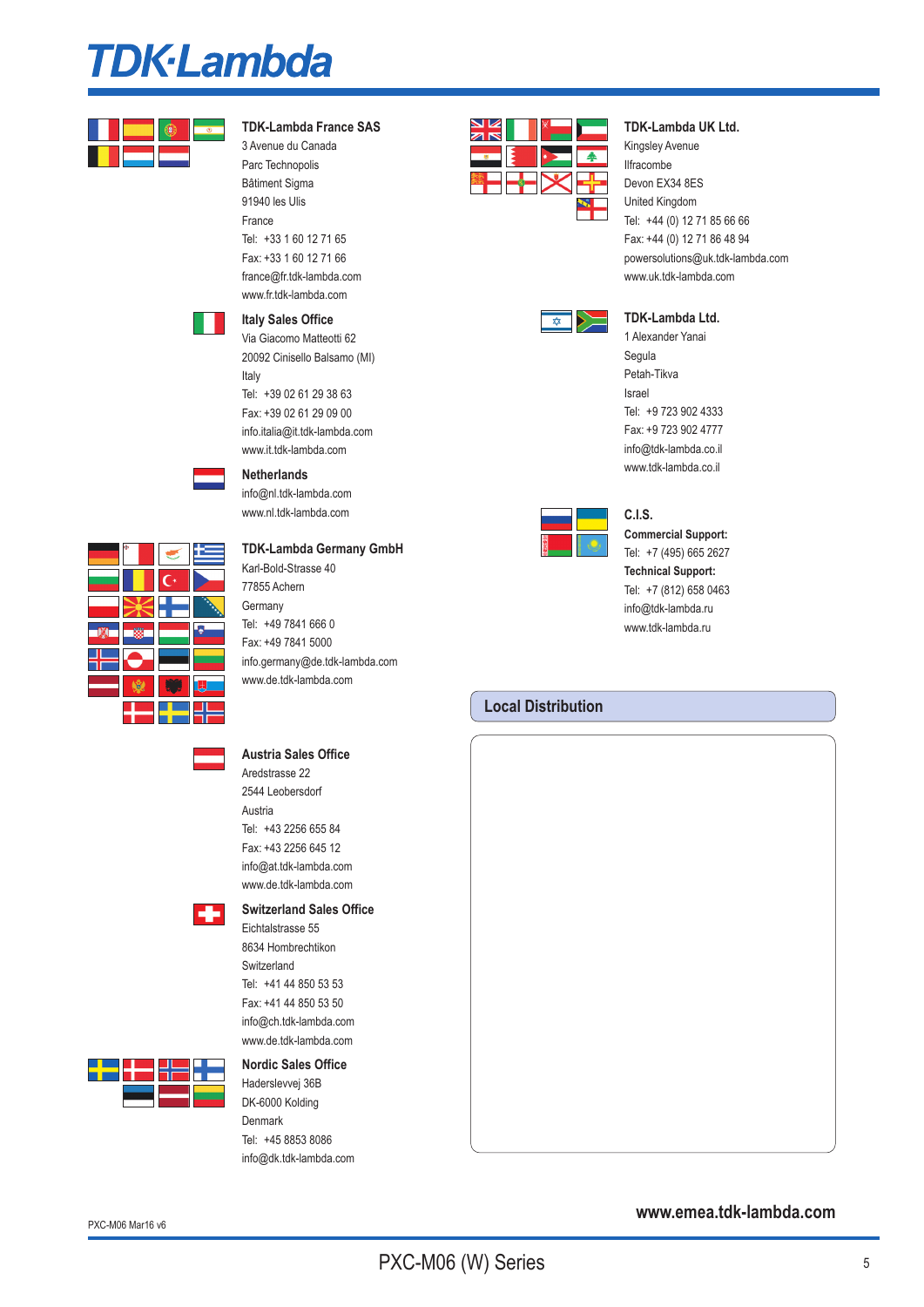# TDK·Lambda

## TDK-Lambda France SAS

3 Avenue du Canada
Parc Technopolis
Bâtiment Sigma
91940 les Ulis
France
Tel: +33 1 60 12 71 65
Fax: +33 1 60 12 71 66
france@fr.tdk-lambda.com
www.fr.tdk-lambda.com

## Italy Sales Office

Via Giacomo Matteotti 62
20092 Cinisello Balsamo (MI)
Italy
Tel: +39 02 61 29 38 63
Fax: +39 02 61 29 09 00
info.italia@it.tdk-lambda.com
www.it.tdk-lambda.com

## Netherlands

info@nl.tdk-lambda.com
www.nl.tdk-lambda.com

## TDK-Lambda Germany GmbH

Karl-Bold-Strasse 40
77855 Achern
Germany
Tel: +49 7841 666 0
Fax: +49 7841 5000
info.germany@de.tdk-lambda.com
www.de.tdk-lambda.com

## Austria Sales Office

Aredstrasse 22
2544 Leobersdorf
Austria
Tel: +43 2256 655 84
Fax: +43 2256 645 12
info@at.tdk-lambda.com
www.de.tdk-lambda.com

## Switzerland Sales Office

Eichtalstrasse 55
8634 Hombrechtikon
Switzerland
Tel: +41 44 850 53 53
Fax: +41 44 850 53 50
info@ch.tdk-lambda.com
www.de.tdk-lambda.com

## Nordic Sales Office

Haderslevvej 36B
DK-6000 Kolding
Denmark
Tel: +45 8853 8086
info@dk.tdk-lambda.com

## TDK-Lambda UK Ltd.

Kingsley Avenue
Ilfracombe
Devon EX34 8ES
United Kingdom
Tel: +44 (0) 12 71 85 66 66
Fax: +44 (0) 12 71 86 48 94
powersolutions@uk.tdk-lambda.com
www.uk.tdk-lambda.com

## TDK-Lambda Ltd.

1 Alexander Yanai
Segula
Petah-Tikva
Israel
Tel: +9 723 902 4333
Fax: +9 723 902 4777
info@tdk-lambda.co.il
www.tdk-lambda.co.il

## C.I.S.

**Commercial Support:**
Tel: +7 (495) 665 2627
**Technical Support:**
Tel: +7 (812) 658 0463
info@tdk-lambda.ru
www.tdk-lambda.ru

## Local Distribution

**www.emea.tdk-lambda.com**

PXC-M06 Mar16 v6

PXC-M06 (W) Series